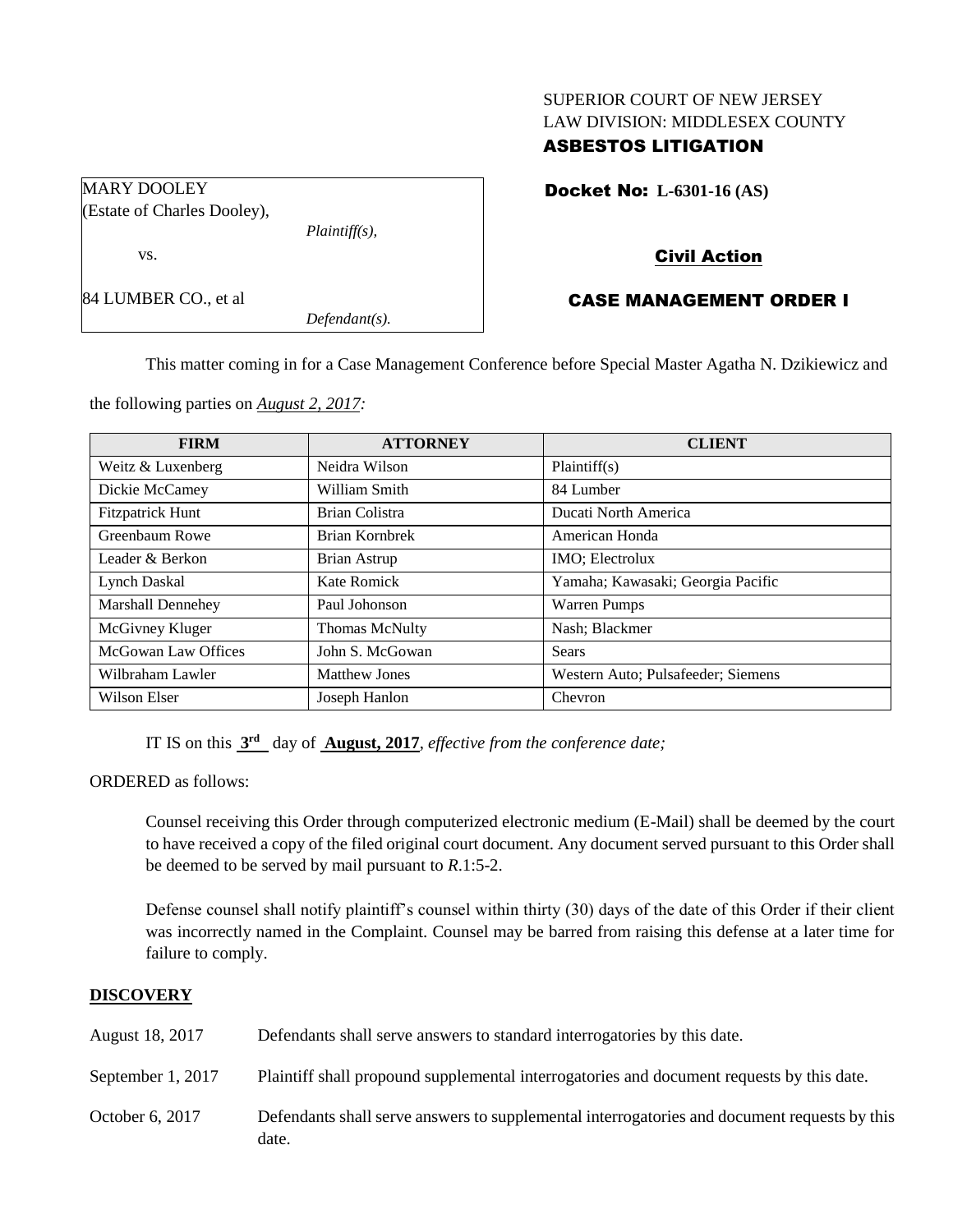SUPERIOR COURT OF NEW JERSEY
LAW DIVISION: MIDDLESEX COUNTY
**ASBESTOS LITIGATION**

MARY DOOLEY
(Estate of Charles Dooley),
*Plaintiff(s),*

vs.

84 LUMBER CO., et al
*Defendant(s).*

**Docket No: L-6301-16 (AS)**

**Civil Action**

**CASE MANAGEMENT ORDER I**

This matter coming in for a Case Management Conference before Special Master Agatha N. Dzikiewicz and the following parties on *August 2, 2017:*

| FIRM | ATTORNEY | CLIENT |
| --- | --- | --- |
| Weitz & Luxenberg | Neidra Wilson | Plaintiff(s) |
| Dickie McCamey | William Smith | 84 Lumber |
| Fitzpatrick Hunt | Brian Colistra | Ducati North America |
| Greenbaum Rowe | Brian Kornbrek | American Honda |
| Leader & Berkon | Brian Astrup | IMO; Electrolux |
| Lynch Daskal | Kate Romick | Yamaha; Kawasaki; Georgia Pacific |
| Marshall Dennehey | Paul Johonson | Warren Pumps |
| McGivney Kluger | Thomas McNulty | Nash; Blackmer |
| McGowan Law Offices | John S. McGowan | Sears |
| Wilbraham Lawler | Matthew Jones | Western Auto; Pulsafeeder; Siemens |
| Wilson Elser | Joseph Hanlon | Chevron |

IT IS on this **3rd** day of **August, 2017**, *effective from the conference date;*

ORDERED as follows:

Counsel receiving this Order through computerized electronic medium (E-Mail) shall be deemed by the court to have received a copy of the filed original court document. Any document served pursuant to this Order shall be deemed to be served by mail pursuant to *R*.1:5-2.

Defense counsel shall notify plaintiff's counsel within thirty (30) days of the date of this Order if their client was incorrectly named in the Complaint. Counsel may be barred from raising this defense at a later time for failure to comply.

## DISCOVERY

| | |
| --- | --- |
| August 18, 2017 | Defendants shall serve answers to standard interrogatories by this date. |
| September 1, 2017 | Plaintiff shall propound supplemental interrogatories and document requests by this date. |
| October 6, 2017 | Defendants shall serve answers to supplemental interrogatories and document requests by this date. |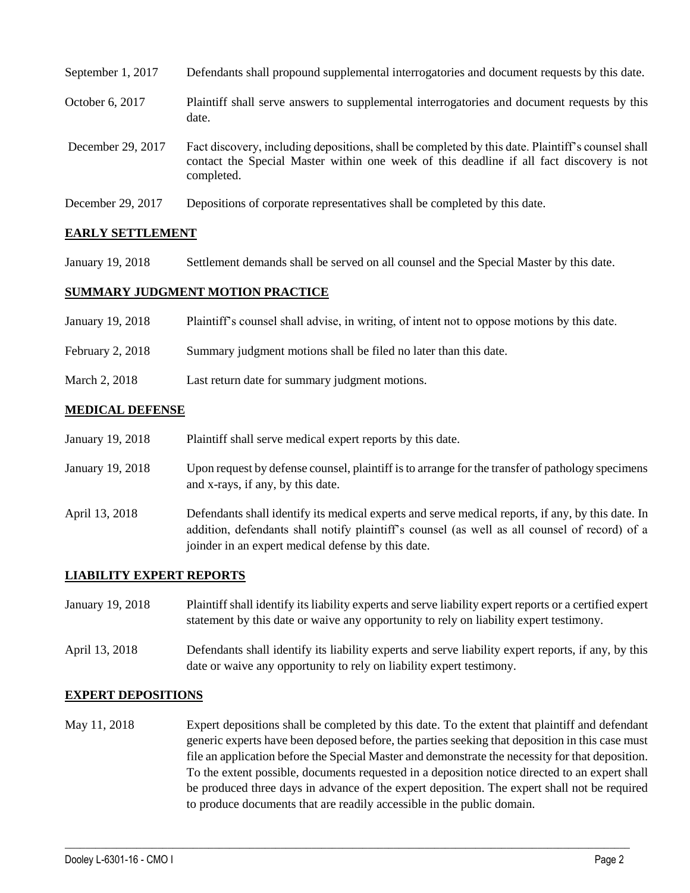September 1, 2017 Defendants shall propound supplemental interrogatories and document requests by this date.

October 6, 2017 Plaintiff shall serve answers to supplemental interrogatories and document requests by this date.

December 29, 2017 Fact discovery, including depositions, shall be completed by this date. Plaintiff's counsel shall contact the Special Master within one week of this deadline if all fact discovery is not completed.

December 29, 2017 Depositions of corporate representatives shall be completed by this date.

**EARLY SETTLEMENT**

January 19, 2018 Settlement demands shall be served on all counsel and the Special Master by this date.

**SUMMARY JUDGMENT MOTION PRACTICE**

January 19, 2018 Plaintiff's counsel shall advise, in writing, of intent not to oppose motions by this date.

February 2, 2018 Summary judgment motions shall be filed no later than this date.

March 2, 2018 Last return date for summary judgment motions.

**MEDICAL DEFENSE**

January 19, 2018 Plaintiff shall serve medical expert reports by this date.

January 19, 2018 Upon request by defense counsel, plaintiff is to arrange for the transfer of pathology specimens and x-rays, if any, by this date.

April 13, 2018 Defendants shall identify its medical experts and serve medical reports, if any, by this date. In addition, defendants shall notify plaintiff's counsel (as well as all counsel of record) of a joinder in an expert medical defense by this date.

**LIABILITY EXPERT REPORTS**

January 19, 2018 Plaintiff shall identify its liability experts and serve liability expert reports or a certified expert statement by this date or waive any opportunity to rely on liability expert testimony.

April 13, 2018 Defendants shall identify its liability experts and serve liability expert reports, if any, by this date or waive any opportunity to rely on liability expert testimony.

**EXPERT DEPOSITIONS**

May 11, 2018 Expert depositions shall be completed by this date. To the extent that plaintiff and defendant generic experts have been deposed before, the parties seeking that deposition in this case must file an application before the Special Master and demonstrate the necessity for that deposition. To the extent possible, documents requested in a deposition notice directed to an expert shall be produced three days in advance of the expert deposition. The expert shall not be required to produce documents that are readily accessible in the public domain.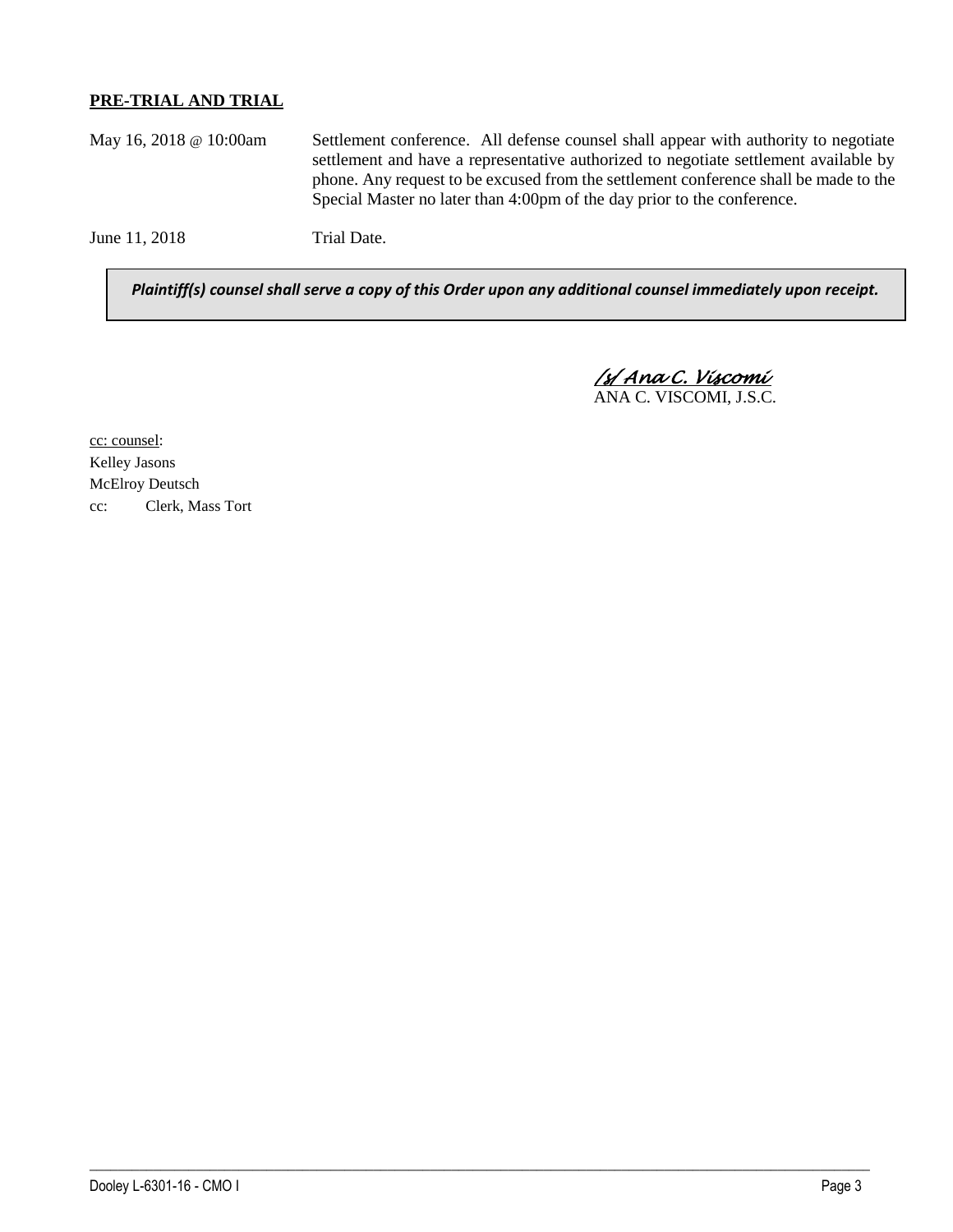**PRE-TRIAL AND TRIAL**

| | |
|---|---|
| May 16, 2018 @ 10:00am | Settlement conference. All defense counsel shall appear with authority to negotiate settlement and have a representative authorized to negotiate settlement available by phone. Any request to be excused from the settlement conference shall be made to the Special Master no later than 4:00pm of the day prior to the conference. |
| June 11, 2018 | Trial Date. |

***Plaintiff(s) counsel shall serve a copy of this Order upon any additional counsel immediately upon receipt.***

/s/ Ana C. Viscomi
ANA C. VISCOMI, J.S.C.

cc: counsel:
Kelley Jasons
McElroy Deutsch
cc: Clerk, Mass Tort